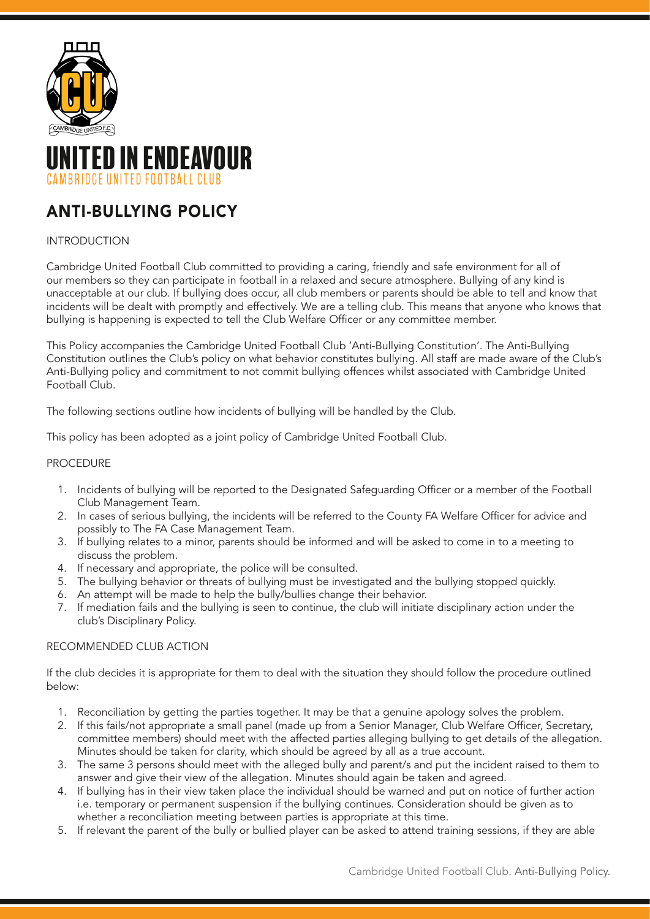# UNITED IN ENDEAVOUR

CAMBRIDGE UNITED FOOTBALL CLUB

## ANTI-BULLYING POLICY

INTRODUCTION

Cambridge United Football Club committed to providing a caring, friendly and safe environment for all of our members so they can participate in football in a relaxed and secure atmosphere. Bullying of any kind is unacceptable at our club. If bullying does occur, all club members or parents should be able to tell and know that incidents will be dealt with promptly and effectively. We are a telling club. This means that anyone who knows that bullying is happening is expected to tell the Club Welfare Officer or any committee member.

This Policy accompanies the Cambridge United Football Club 'Anti-Bullying Constitution'. The Anti-Bullying Constitution outlines the Club's policy on what behavior constitutes bullying. All staff are made aware of the Club's Anti-Bullying policy and commitment to not commit bullying offences whilst associated with Cambridge United Football Club.

The following sections outline how incidents of bullying will be handled by the Club.

This policy has been adopted as a joint policy of Cambridge United Football Club.

PROCEDURE

1. Incidents of bullying will be reported to the Designated Safeguarding Officer or a member of the Football Club Management Team.
2. In cases of serious bullying, the incidents will be referred to the County FA Welfare Officer for advice and possibly to The FA Case Management Team.
3. If bullying relates to a minor, parents should be informed and will be asked to come in to a meeting to discuss the problem.
4. If necessary and appropriate, the police will be consulted.
5. The bullying behavior or threats of bullying must be investigated and the bullying stopped quickly.
6. An attempt will be made to help the bully/bullies change their behavior.
7. If mediation fails and the bullying is seen to continue, the club will initiate disciplinary action under the club's Disciplinary Policy.

RECOMMENDED CLUB ACTION

If the club decides it is appropriate for them to deal with the situation they should follow the procedure outlined below:

1. Reconciliation by getting the parties together. It may be that a genuine apology solves the problem.
2. If this fails/not appropriate a small panel (made up from a Senior Manager, Club Welfare Officer, Secretary, committee members) should meet with the affected parties alleging bullying to get details of the allegation. Minutes should be taken for clarity, which should be agreed by all as a true account.
3. The same 3 persons should meet with the alleged bully and parent/s and put the incident raised to them to answer and give their view of the allegation. Minutes should again be taken and agreed.
4. If bullying has in their view taken place the individual should be warned and put on notice of further action i.e. temporary or permanent suspension if the bullying continues. Consideration should be given as to whether a reconciliation meeting between parties is appropriate at this time.
5. If relevant the parent of the bully or bullied player can be asked to attend training sessions, if they are able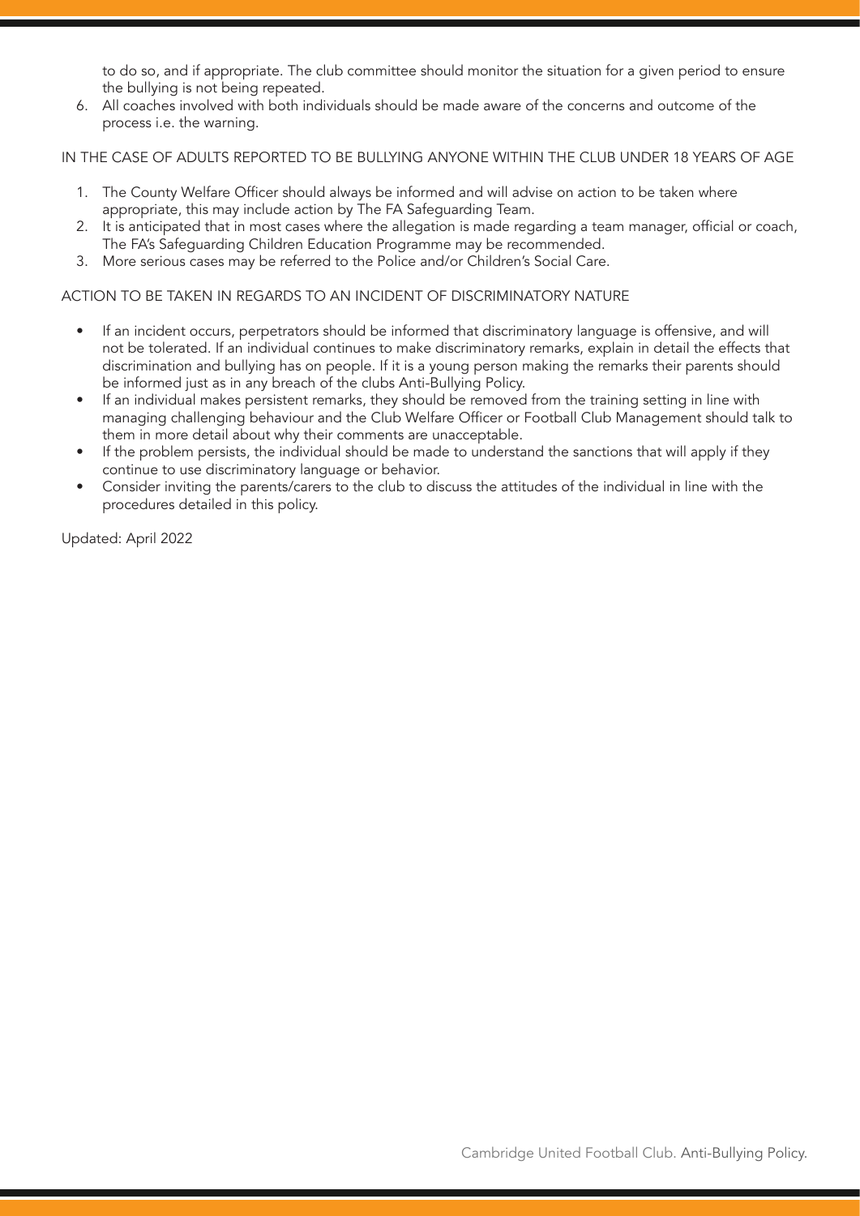to do so, and if appropriate. The club committee should monitor the situation for a given period to ensure the bullying is not being repeated.

6. All coaches involved with both individuals should be made aware of the concerns and outcome of the process i.e. the warning.

IN THE CASE OF ADULTS REPORTED TO BE BULLYING ANYONE WITHIN THE CLUB UNDER 18 YEARS OF AGE

1. The County Welfare Officer should always be informed and will advise on action to be taken where appropriate, this may include action by The FA Safeguarding Team.
2. It is anticipated that in most cases where the allegation is made regarding a team manager, official or coach, The FA's Safeguarding Children Education Programme may be recommended.
3. More serious cases may be referred to the Police and/or Children's Social Care.

ACTION TO BE TAKEN IN REGARDS TO AN INCIDENT OF DISCRIMINATORY NATURE

- If an incident occurs, perpetrators should be informed that discriminatory language is offensive, and will not be tolerated. If an individual continues to make discriminatory remarks, explain in detail the effects that discrimination and bullying has on people. If it is a young person making the remarks their parents should be informed just as in any breach of the clubs Anti-Bullying Policy.
- If an individual makes persistent remarks, they should be removed from the training setting in line with managing challenging behaviour and the Club Welfare Officer or Football Club Management should talk to them in more detail about why their comments are unacceptable.
- If the problem persists, the individual should be made to understand the sanctions that will apply if they continue to use discriminatory language or behavior.
- Consider inviting the parents/carers to the club to discuss the attitudes of the individual in line with the procedures detailed in this policy.

Updated: April 2022